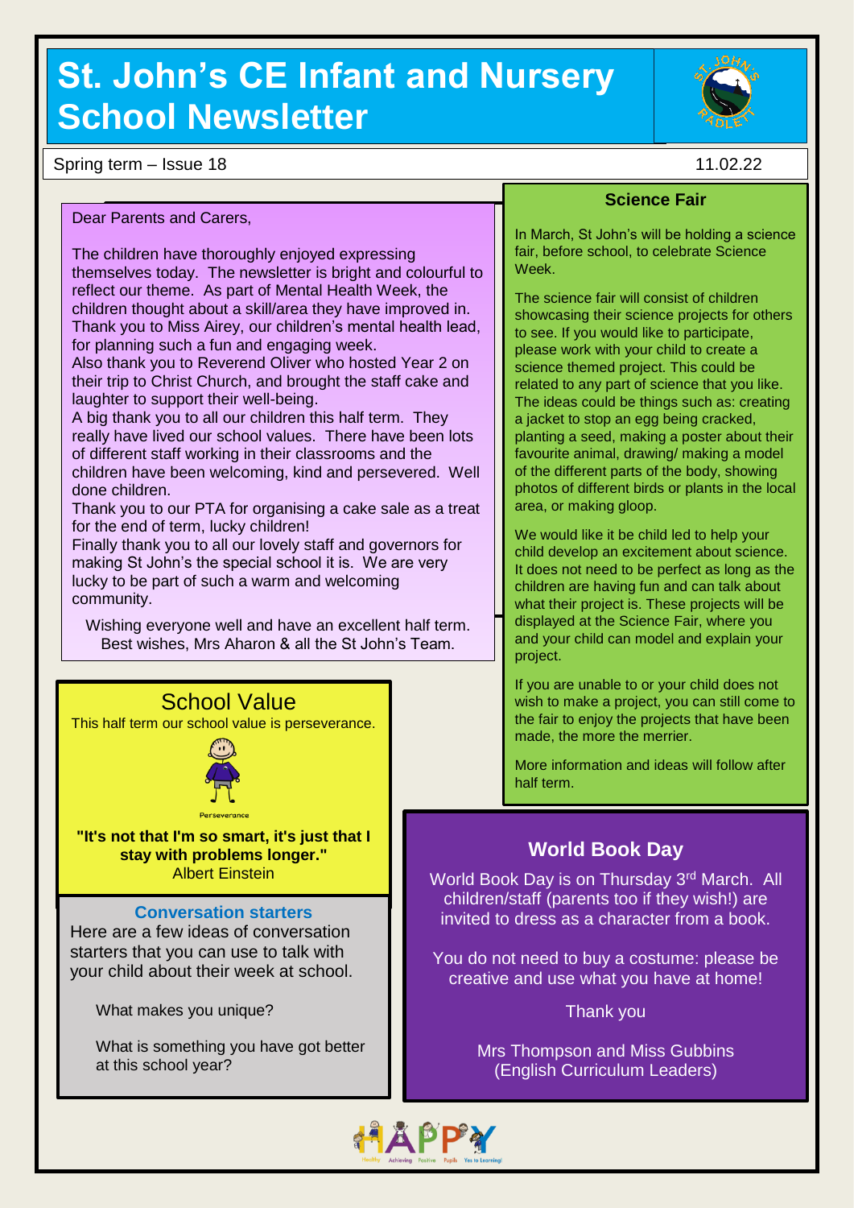# St. John's CE Infant and Nursery School Newsletter

Spring term – Issue 18 11.02.22

Dear Parents and Carers,

The children have thoroughly enjoyed expressing themselves today. The newsletter is bright and colourful to reflect our theme. As part of Mental Health Week, the children thought about a skill/area they have improved in. Thank you to Miss Airey, our children's mental health lead, for planning such a fun and engaging week.
Also thank you to Reverend Oliver who hosted Year 2 on their trip to Christ Church, and brought the staff cake and laughter to support their well-being.
A big thank you to all our children this half term. They really have lived our school values. There have been lots of different staff working in their classrooms and the children have been welcoming, kind and persevered. Well done children.
Thank you to our PTA for organising a cake sale as a treat for the end of term, lucky children!
Finally thank you to all our lovely staff and governors for making St John's the special school it is. We are very lucky to be part of such a warm and welcoming community.

Wishing everyone well and have an excellent half term.
Best wishes, Mrs Aharon & all the St John's Team.

## School Value

This half term our school value is perseverance.

Perseverance

**"It's not that I'm so smart, it's just that I stay with problems longer."**
Albert Einstein

### Conversation starters

Here are a few ideas of conversation starters that you can use to talk with your child about their week at school.

What makes you unique?

What is something you have got better at this school year?

## Science Fair

In March, St John's will be holding a science fair, before school, to celebrate Science Week.

The science fair will consist of children showcasing their science projects for others to see. If you would like to participate, please work with your child to create a science themed project. This could be related to any part of science that you like. The ideas could be things such as: creating a jacket to stop an egg being cracked, planting a seed, making a poster about their favourite animal, drawing/ making a model of the different parts of the body, showing photos of different birds or plants in the local area, or making gloop.

We would like it be child led to help your child develop an excitement about science. It does not need to be perfect as long as the children are having fun and can talk about what their project is. These projects will be displayed at the Science Fair, where you and your child can model and explain your project.

If you are unable to or your child does not wish to make a project, you can still come to the fair to enjoy the projects that have been made, the more the merrier.

More information and ideas will follow after half term.

## World Book Day

World Book Day is on Thursday 3rd March. All children/staff (parents too if they wish!) are invited to dress as a character from a book.

You do not need to buy a costume: please be creative and use what you have at home!

Thank you

Mrs Thompson and Miss Gubbins
(English Curriculum Leaders)

HAPPY
Healthy Achieving Positive Pupils Yes to Learning!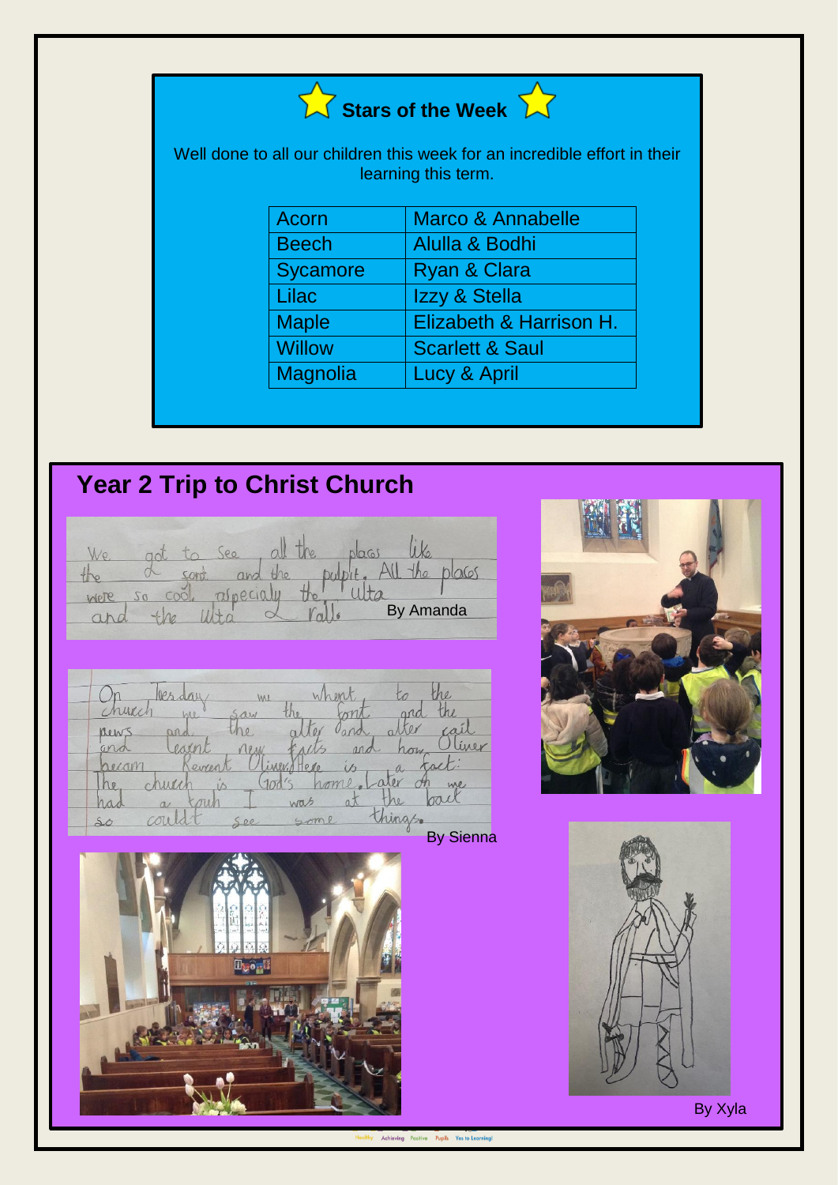## Stars of the Week

Well done to all our children this week for an incredible effort in their learning this term.

| Acorn | Marco & Annabelle |
|---|---|
| Beech | Alulla & Bodhi |
| Sycamore | Ryan & Clara |
| Lilac | Izzy & Stella |
| Maple | Elizabeth & Harrison H. |
| Willow | Scarlett & Saul |
| Magnolia | Lucy & April |

## Year 2 Trip to Christ Church

We got to see all the places like the font and the pulpit. All the places were so cool, espeacialy the ulta and the ulta rall.

By Amanda

On Tuesday we whent to the church we saw the font and the pews and the alter and alter rail and learnt new facts and how Oliver becam Reverent Oliver. Here is a fact: The church is God's home. Later on we had a tour I was at the back so couldt see some things.

By Sienna

By Xyla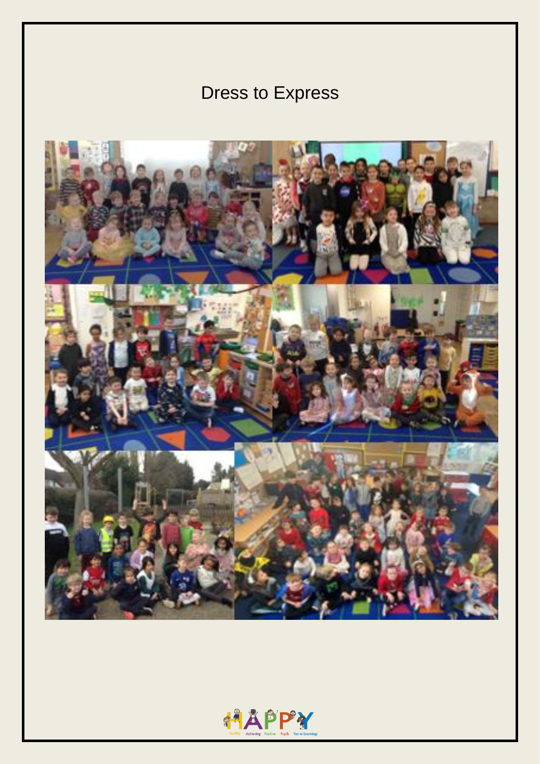# Dress to Express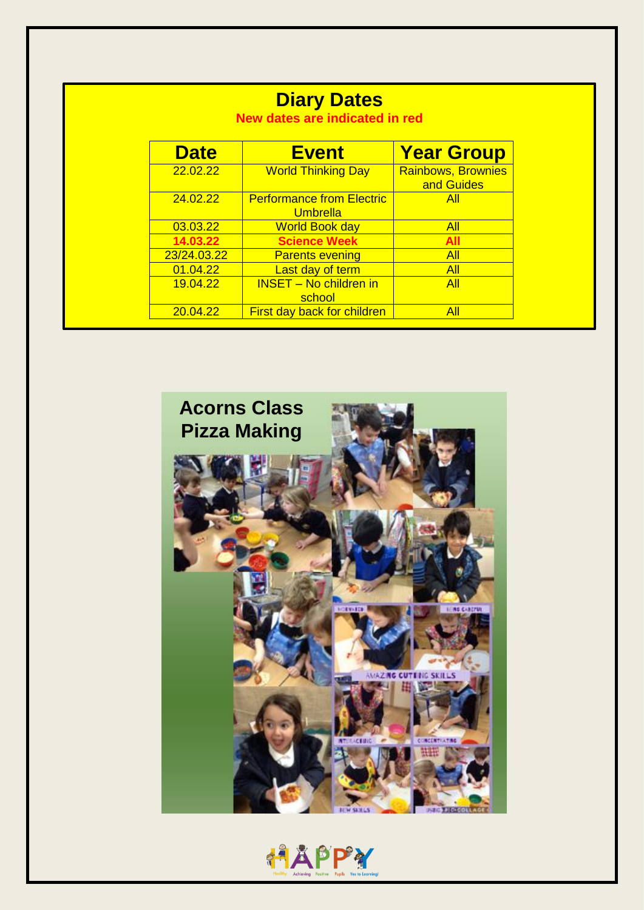## Diary Dates

**New dates are indicated in red**

| Date | Event | Year Group |
|---|---|---|
| 22.02.22 | World Thinking Day | Rainbows, Brownies and Guides |
| 24.02.22 | Performance from Electric Umbrella | All |
| 03.03.22 | World Book day | All |
| **14.03.22** | **Science Week** | **All** |
| 23/24.03.22 | Parents evening | All |
| 01.04.22 | Last day of term | All |
| 19.04.22 | INSET – No children in school | All |
| 20.04.22 | First day back for children | All |

## Acorns Class Pizza Making